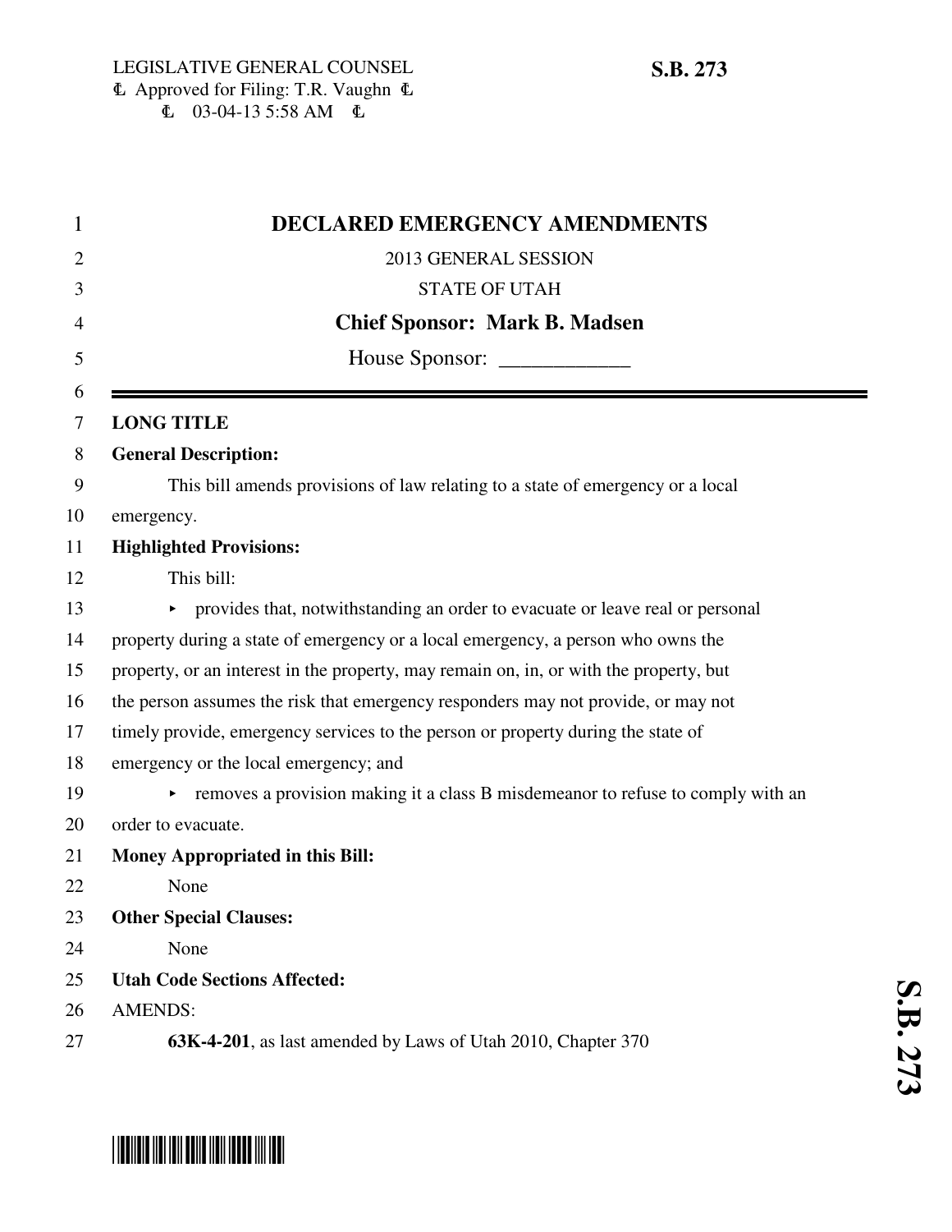LEGISLATIVE GENERAL COUNSEL
Approved for Filing: T.R. Vaughn
03-04-13 5:58 AM

**S.B. 273**

# DECLARED EMERGENCY AMENDMENTS

2013 GENERAL SESSION

STATE OF UTAH

**Chief Sponsor: Mark B. Madsen**

House Sponsor: ____________

---

**LONG TITLE**

**General Description:**

This bill amends provisions of law relating to a state of emergency or a local emergency.

**Highlighted Provisions:**

This bill:

- provides that, notwithstanding an order to evacuate or leave real or personal property during a state of emergency or a local emergency, a person who owns the property, or an interest in the property, may remain on, in, or with the property, but the person assumes the risk that emergency responders may not provide, or may not timely provide, emergency services to the person or property during the state of emergency or the local emergency; and
- removes a provision making it a class B misdemeanor to refuse to comply with an order to evacuate.

**Money Appropriated in this Bill:**

None

**Other Special Clauses:**

None

**Utah Code Sections Affected:**

AMENDS:

**63K-4-201**, as last amended by Laws of Utah 2010, Chapter 370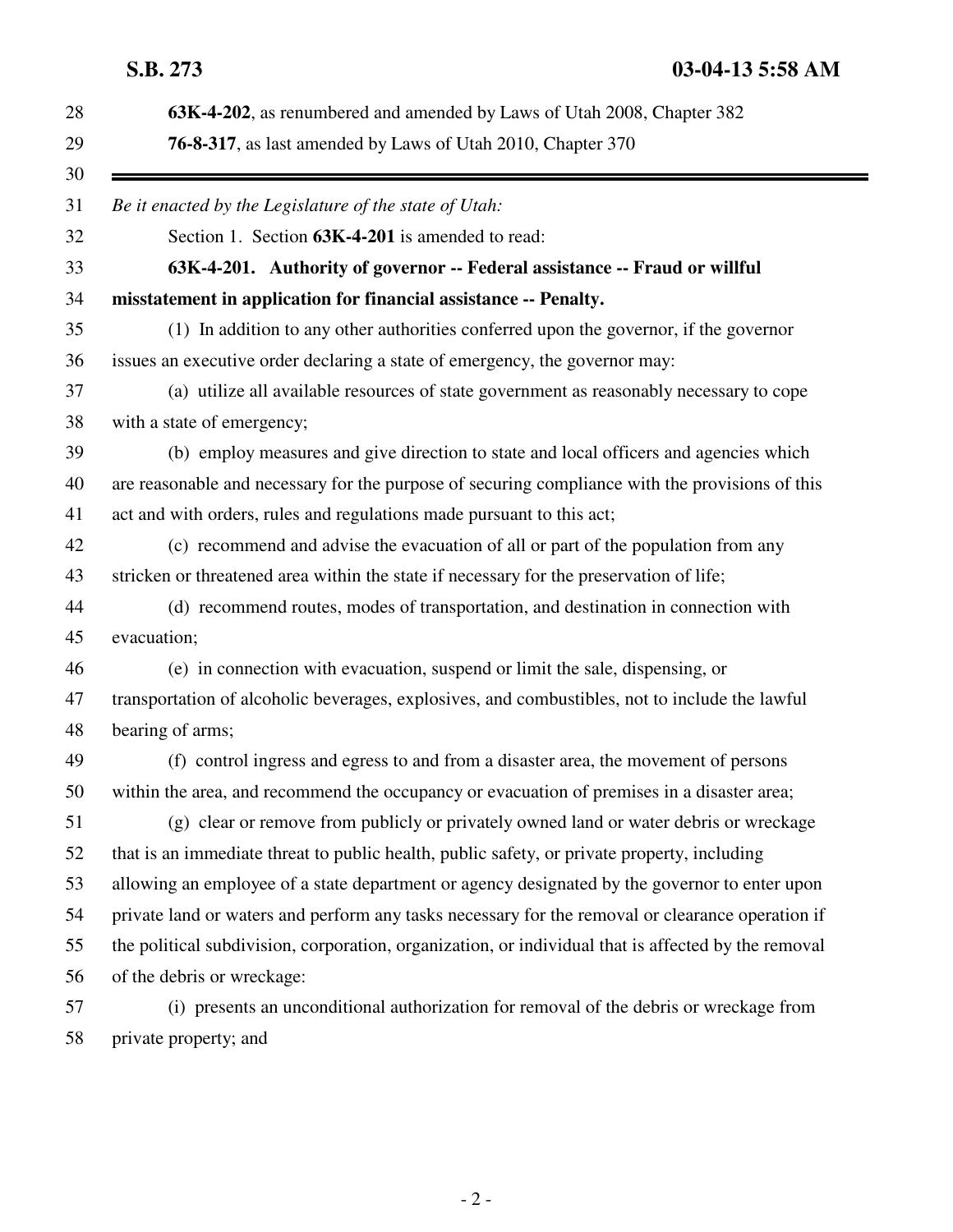**63K-4-202**, as renumbered and amended by Laws of Utah 2008, Chapter 382

**76-8-317**, as last amended by Laws of Utah 2010, Chapter 370

---

*Be it enacted by the Legislature of the state of Utah:*

Section 1. Section **63K-4-201** is amended to read:

**63K-4-201. Authority of governor -- Federal assistance -- Fraud or willful misstatement in application for financial assistance -- Penalty.**

(1) In addition to any other authorities conferred upon the governor, if the governor issues an executive order declaring a state of emergency, the governor may:

(a) utilize all available resources of state government as reasonably necessary to cope with a state of emergency;

(b) employ measures and give direction to state and local officers and agencies which are reasonable and necessary for the purpose of securing compliance with the provisions of this act and with orders, rules and regulations made pursuant to this act;

(c) recommend and advise the evacuation of all or part of the population from any stricken or threatened area within the state if necessary for the preservation of life;

(d) recommend routes, modes of transportation, and destination in connection with evacuation;

(e) in connection with evacuation, suspend or limit the sale, dispensing, or transportation of alcoholic beverages, explosives, and combustibles, not to include the lawful bearing of arms;

(f) control ingress and egress to and from a disaster area, the movement of persons within the area, and recommend the occupancy or evacuation of premises in a disaster area;

(g) clear or remove from publicly or privately owned land or water debris or wreckage that is an immediate threat to public health, public safety, or private property, including allowing an employee of a state department or agency designated by the governor to enter upon private land or waters and perform any tasks necessary for the removal or clearance operation if the political subdivision, corporation, organization, or individual that is affected by the removal of the debris or wreckage:

(i) presents an unconditional authorization for removal of the debris or wreckage from private property; and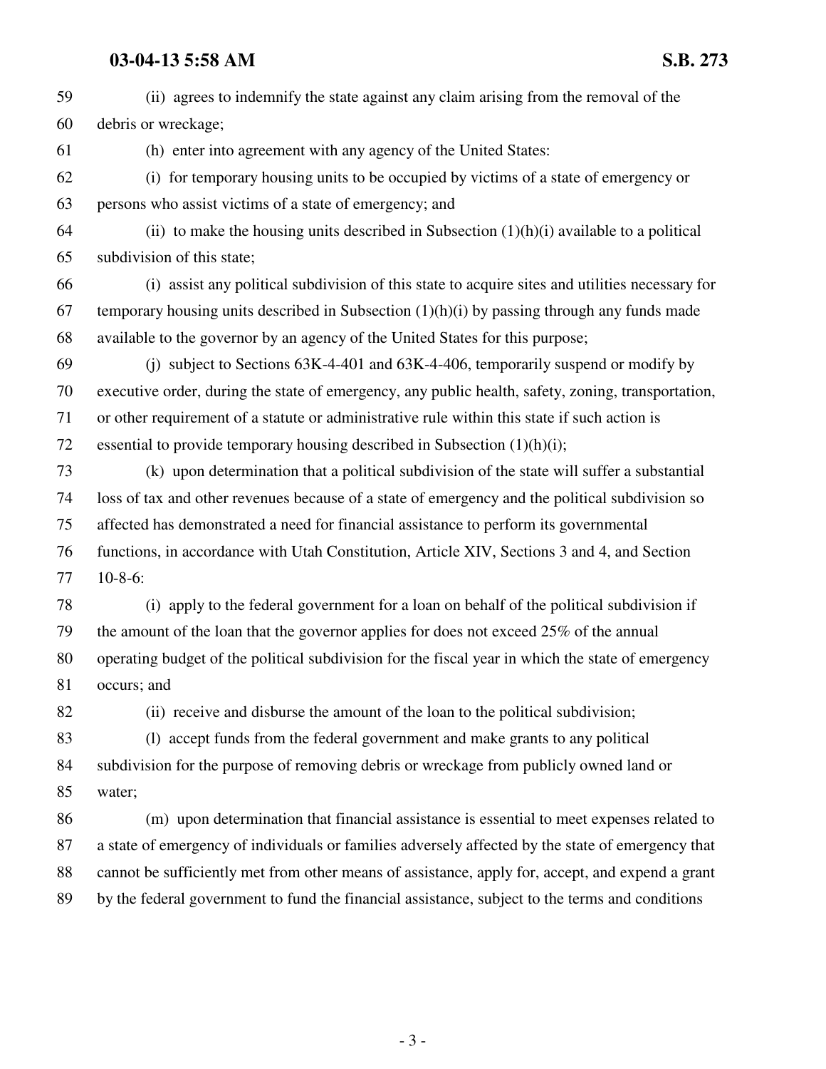(ii) agrees to indemnify the state against any claim arising from the removal of the debris or wreckage;

(h) enter into agreement with any agency of the United States:

(i) for temporary housing units to be occupied by victims of a state of emergency or persons who assist victims of a state of emergency; and

(ii) to make the housing units described in Subsection (1)(h)(i) available to a political subdivision of this state;

(i) assist any political subdivision of this state to acquire sites and utilities necessary for temporary housing units described in Subsection (1)(h)(i) by passing through any funds made available to the governor by an agency of the United States for this purpose;

(j) subject to Sections 63K-4-401 and 63K-4-406, temporarily suspend or modify by executive order, during the state of emergency, any public health, safety, zoning, transportation, or other requirement of a statute or administrative rule within this state if such action is essential to provide temporary housing described in Subsection (1)(h)(i);

(k) upon determination that a political subdivision of the state will suffer a substantial loss of tax and other revenues because of a state of emergency and the political subdivision so affected has demonstrated a need for financial assistance to perform its governmental functions, in accordance with Utah Constitution, Article XIV, Sections 3 and 4, and Section 10-8-6:

(i) apply to the federal government for a loan on behalf of the political subdivision if the amount of the loan that the governor applies for does not exceed 25% of the annual operating budget of the political subdivision for the fiscal year in which the state of emergency occurs; and

(ii) receive and disburse the amount of the loan to the political subdivision;

(l) accept funds from the federal government and make grants to any political subdivision for the purpose of removing debris or wreckage from publicly owned land or water;

(m) upon determination that financial assistance is essential to meet expenses related to a state of emergency of individuals or families adversely affected by the state of emergency that cannot be sufficiently met from other means of assistance, apply for, accept, and expend a grant by the federal government to fund the financial assistance, subject to the terms and conditions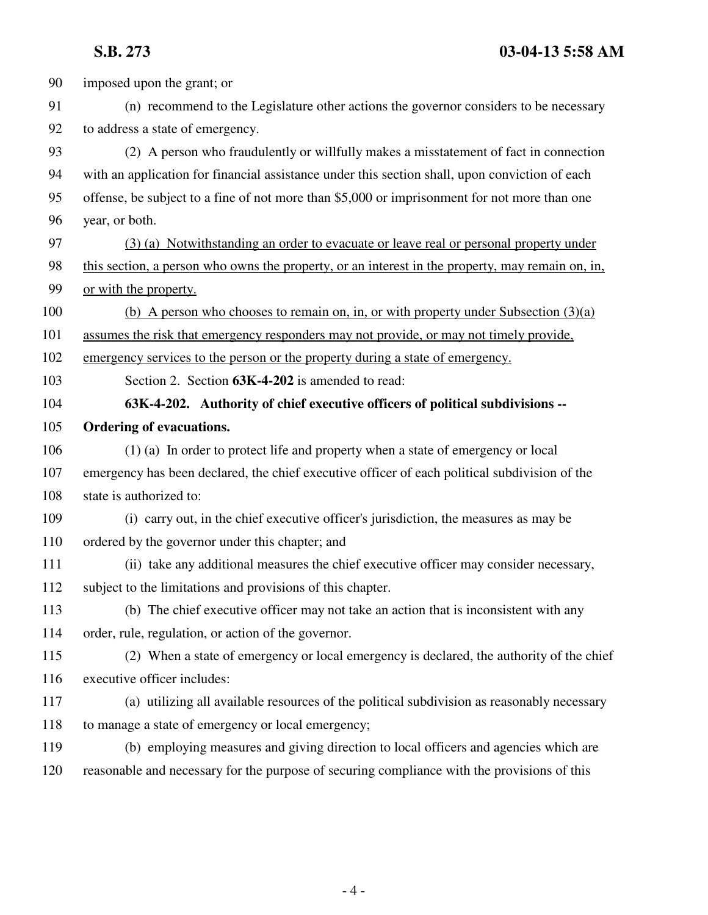imposed upon the grant; or

(n) recommend to the Legislature other actions the governor considers to be necessary to address a state of emergency.

(2) A person who fraudulently or willfully makes a misstatement of fact in connection with an application for financial assistance under this section shall, upon conviction of each offense, be subject to a fine of not more than $5,000 or imprisonment for not more than one year, or both.

<u>(3) (a) Notwithstanding an order to evacuate or leave real or personal property under this section, a person who owns the property, or an interest in the property, may remain on, in, or with the property.</u>

<u>(b) A person who chooses to remain on, in, or with property under Subsection (3)(a) assumes the risk that emergency responders may not provide, or may not timely provide, emergency services to the person or the property during a state of emergency.</u>

Section 2. Section **63K-4-202** is amended to read:

**63K-4-202. Authority of chief executive officers of political subdivisions -- Ordering of evacuations.**

(1) (a) In order to protect life and property when a state of emergency or local emergency has been declared, the chief executive officer of each political subdivision of the state is authorized to:

(i) carry out, in the chief executive officer's jurisdiction, the measures as may be ordered by the governor under this chapter; and

(ii) take any additional measures the chief executive officer may consider necessary, subject to the limitations and provisions of this chapter.

(b) The chief executive officer may not take an action that is inconsistent with any order, rule, regulation, or action of the governor.

(2) When a state of emergency or local emergency is declared, the authority of the chief executive officer includes:

(a) utilizing all available resources of the political subdivision as reasonably necessary to manage a state of emergency or local emergency;

(b) employing measures and giving direction to local officers and agencies which are reasonable and necessary for the purpose of securing compliance with the provisions of this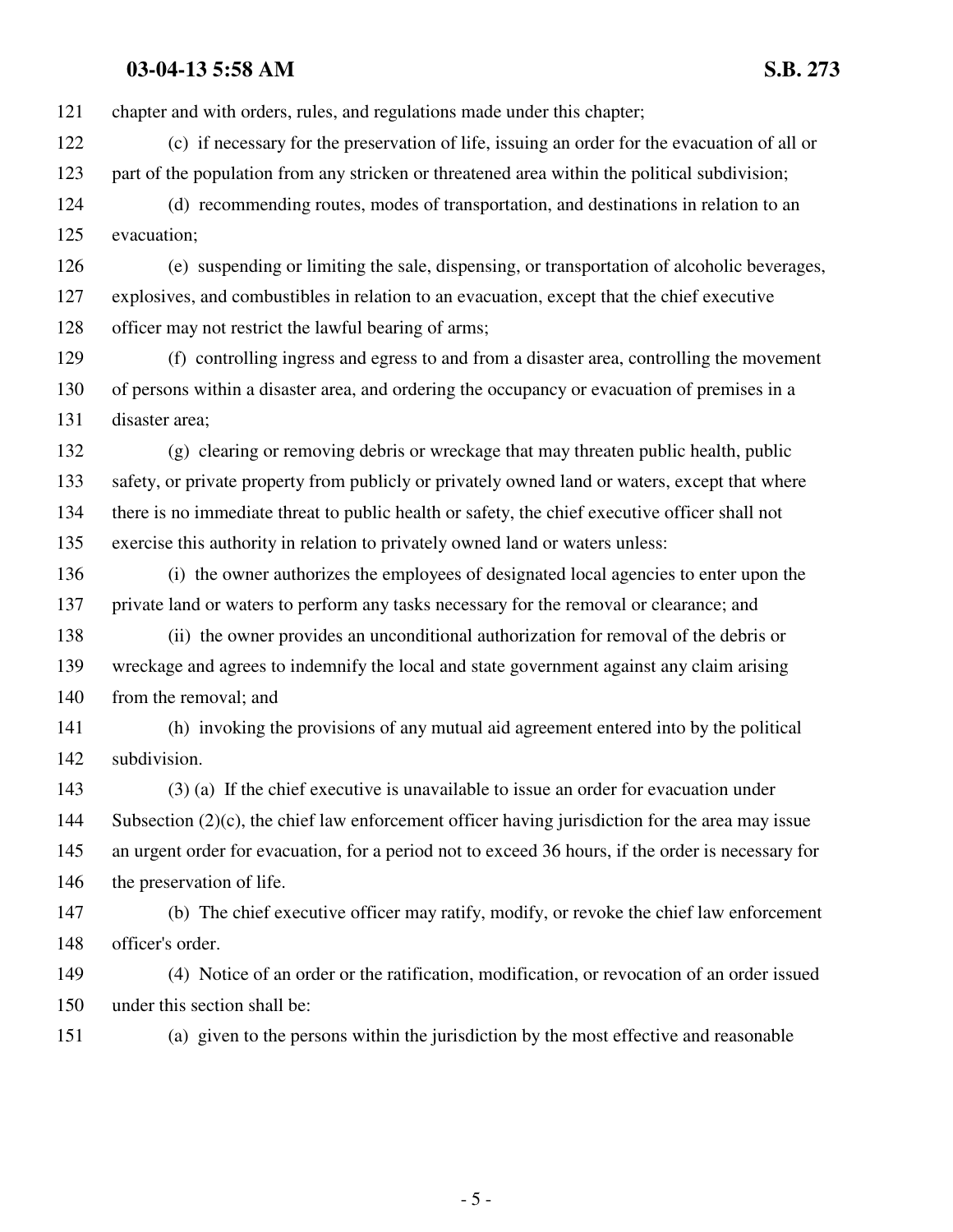chapter and with orders, rules, and regulations made under this chapter;

(c) if necessary for the preservation of life, issuing an order for the evacuation of all or part of the population from any stricken or threatened area within the political subdivision;

(d) recommending routes, modes of transportation, and destinations in relation to an evacuation;

(e) suspending or limiting the sale, dispensing, or transportation of alcoholic beverages, explosives, and combustibles in relation to an evacuation, except that the chief executive officer may not restrict the lawful bearing of arms;

(f) controlling ingress and egress to and from a disaster area, controlling the movement of persons within a disaster area, and ordering the occupancy or evacuation of premises in a disaster area;

(g) clearing or removing debris or wreckage that may threaten public health, public safety, or private property from publicly or privately owned land or waters, except that where there is no immediate threat to public health or safety, the chief executive officer shall not exercise this authority in relation to privately owned land or waters unless:

(i) the owner authorizes the employees of designated local agencies to enter upon the private land or waters to perform any tasks necessary for the removal or clearance; and

(ii) the owner provides an unconditional authorization for removal of the debris or wreckage and agrees to indemnify the local and state government against any claim arising from the removal; and

(h) invoking the provisions of any mutual aid agreement entered into by the political subdivision.

(3) (a) If the chief executive is unavailable to issue an order for evacuation under Subsection (2)(c), the chief law enforcement officer having jurisdiction for the area may issue an urgent order for evacuation, for a period not to exceed 36 hours, if the order is necessary for the preservation of life.

(b) The chief executive officer may ratify, modify, or revoke the chief law enforcement officer's order.

(4) Notice of an order or the ratification, modification, or revocation of an order issued under this section shall be:

(a) given to the persons within the jurisdiction by the most effective and reasonable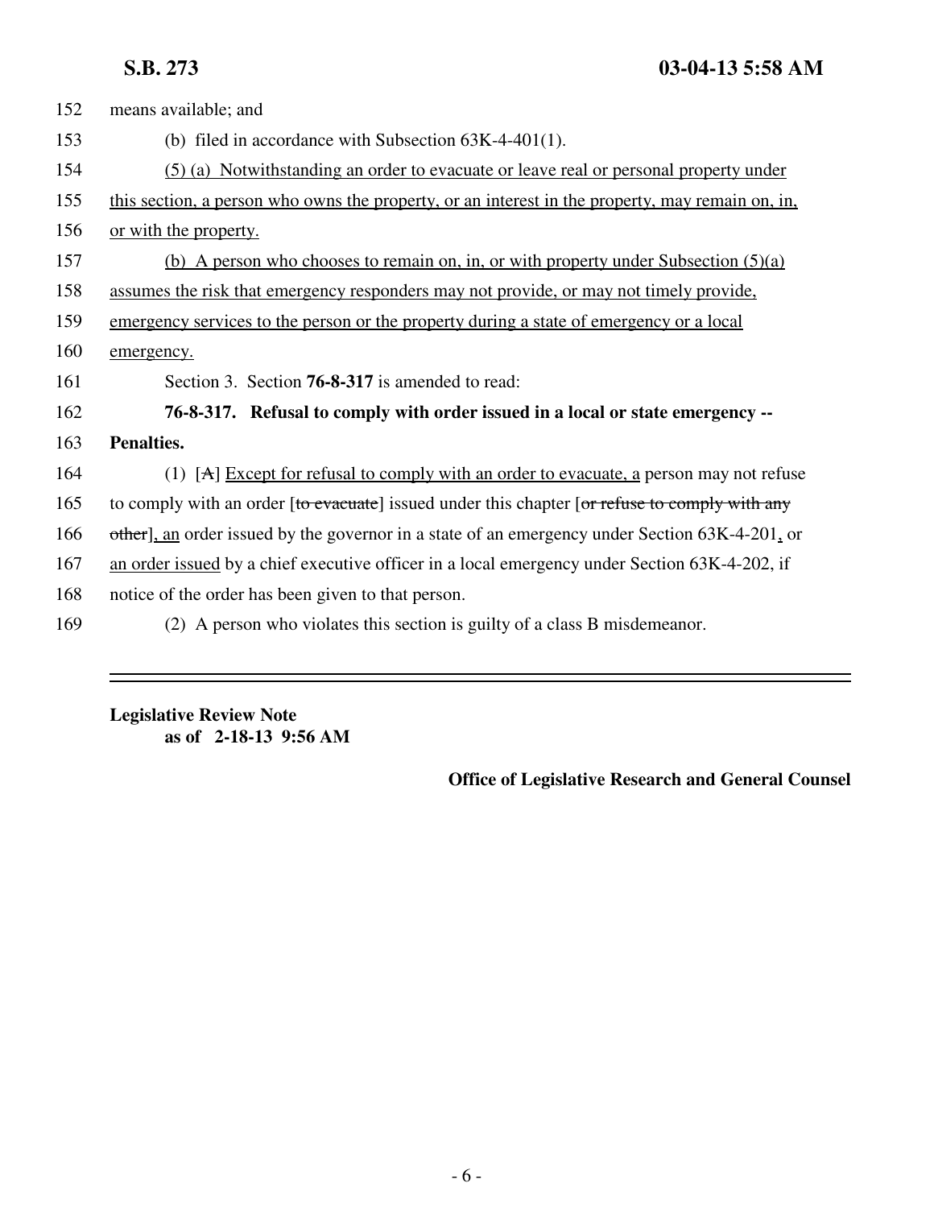152 means available; and

153 (b) filed in accordance with Subsection 63K-4-401(1).

154 <u>(5) (a) Notwithstanding an order to evacuate or leave real or personal property under</u>

155 <u>this section, a person who owns the property, or an interest in the property, may remain on, in,</u>

156 <u>or with the property.</u>

157 <u>(b) A person who chooses to remain on, in, or with property under Subsection (5)(a)</u>

158 <u>assumes the risk that emergency responders may not provide, or may not timely provide,</u>

159 <u>emergency services to the person or the property during a state of emergency or a local</u>

160 <u>emergency.</u>

161 Section 3. Section **76-8-317** is amended to read:

162 **76-8-317. Refusal to comply with order issued in a local or state emergency --**

163 **Penalties.**

164 (1) [~~A~~] <u>Except for refusal to comply with an order to evacuate, a</u> person may not refuse

165 to comply with an order [~~to evacuate~~] issued under this chapter [~~or refuse to comply with any~~

166 ~~other~~]<u>, an</u> order issued by the governor in a state of an emergency under Section 63K-4-201<u>,</u> or

167 <u>an order issued</u> by a chief executive officer in a local emergency under Section 63K-4-202, if

168 notice of the order has been given to that person.

169 (2) A person who violates this section is guilty of a class B misdemeanor.

---

**Legislative Review Note**
**as of 2-18-13 9:56 AM**

**Office of Legislative Research and General Counsel**